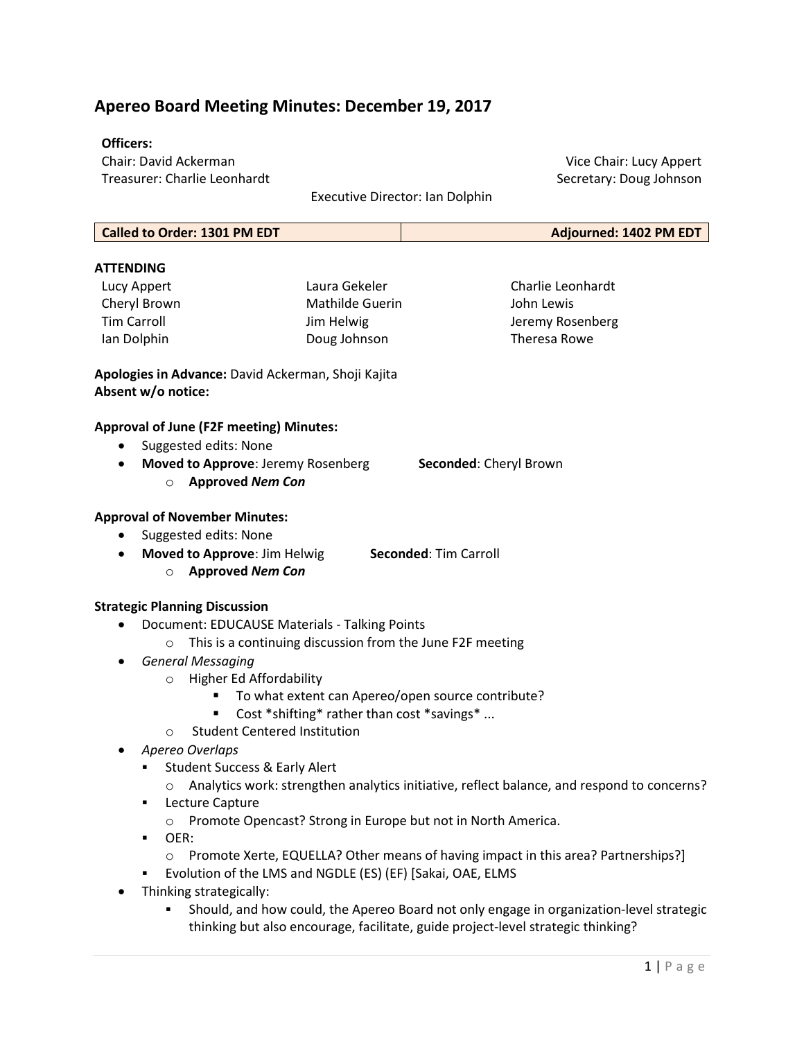# Apereo Board Meeting Minutes: December 19, 2017

**Officers:**

Chair: David Ackerman
Vice Chair: Lucy Appert
Treasurer: Charlie Leonhardt
Secretary: Doug Johnson
Executive Director: Ian Dolphin

| Called to Order: 1301 PM EDT | Adjourned: 1402 PM EDT |
| --- | --- |

**ATTENDING**

| | | |
| --- | --- | --- |
| Lucy Appert | Laura Gekeler | Charlie Leonhardt |
| Cheryl Brown | Mathilde Guerin | John Lewis |
| Tim Carroll | Jim Helwig | Jeremy Rosenberg |
| Ian Dolphin | Doug Johnson | Theresa Rowe |

**Apologies in Advance:** David Ackerman, Shoji Kajita
**Absent w/o notice:**

**Approval of June (F2F meeting) Minutes:**

- Suggested edits: None
- **Moved to Approve**: Jeremy Rosenberg **Seconded**: Cheryl Brown
  - **Approved *Nem Con***

**Approval of November Minutes:**

- Suggested edits: None
- **Moved to Approve**: Jim Helwig **Seconded**: Tim Carroll
  - **Approved *Nem Con***

**Strategic Planning Discussion**

- Document: EDUCAUSE Materials - Talking Points
  - This is a continuing discussion from the June F2F meeting
- *General Messaging*
  - Higher Ed Affordability
    - To what extent can Apereo/open source contribute?
    - Cost *shifting* rather than cost *savings* ...
  - Student Centered Institution
- *Apereo Overlaps*
  - Student Success & Early Alert
    - Analytics work: strengthen analytics initiative, reflect balance, and respond to concerns?
  - Lecture Capture
    - Promote Opencast? Strong in Europe but not in North America.
  - OER:
    - Promote Xerte, EQUELLA? Other means of having impact in this area? Partnerships?]
  - Evolution of the LMS and NGDLE (ES) (EF) [Sakai, OAE, ELMS
- Thinking strategically:
  - Should, and how could, the Apereo Board not only engage in organization-level strategic thinking but also encourage, facilitate, guide project-level strategic thinking?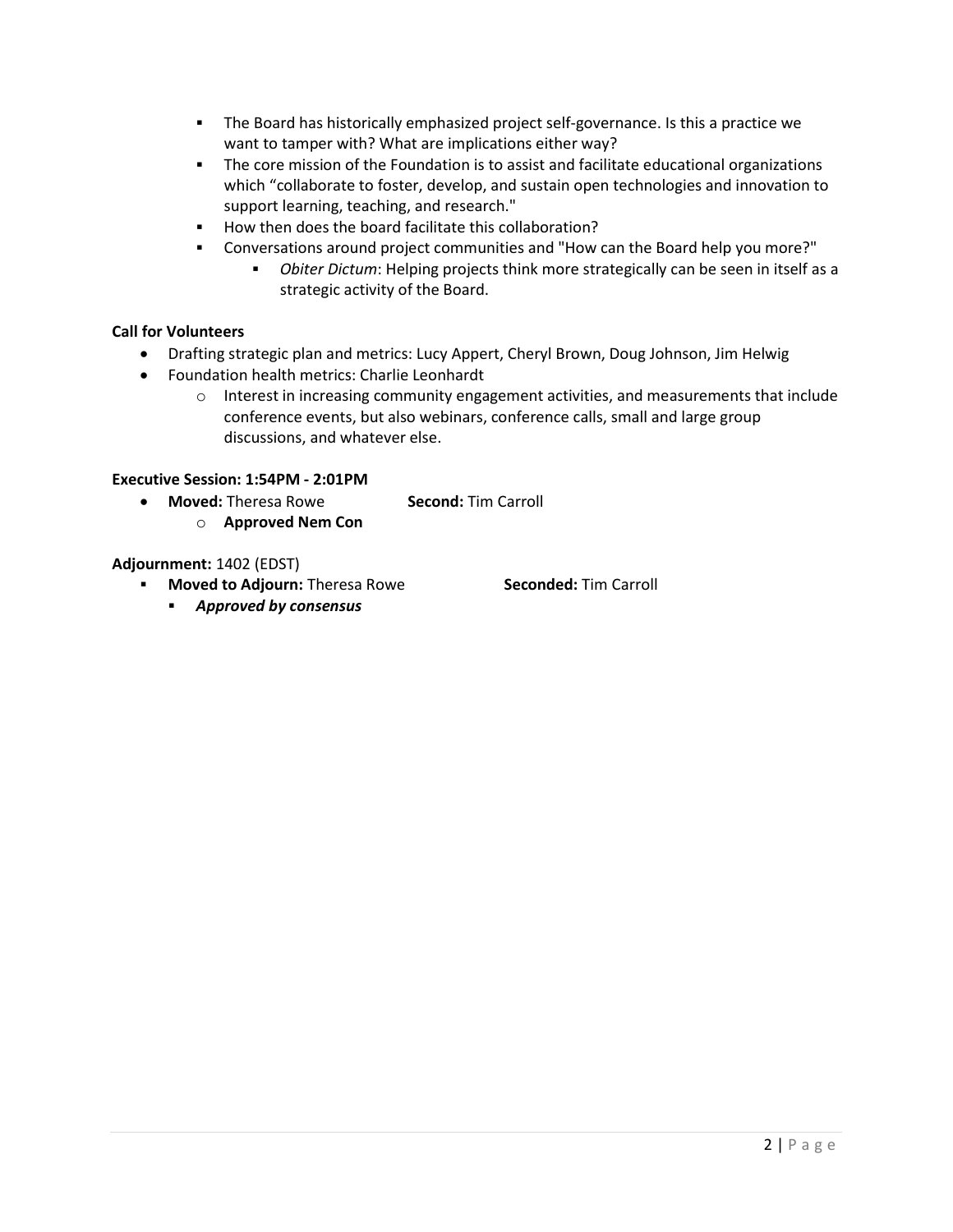- The Board has historically emphasized project self-governance. Is this a practice we want to tamper with? What are implications either way?
- The core mission of the Foundation is to assist and facilitate educational organizations which "collaborate to foster, develop, and sustain open technologies and innovation to support learning, teaching, and research."
- How then does the board facilitate this collaboration?
- Conversations around project communities and "How can the Board help you more?"
  - *Obiter Dictum*: Helping projects think more strategically can be seen in itself as a strategic activity of the Board.

**Call for Volunteers**

- Drafting strategic plan and metrics: Lucy Appert, Cheryl Brown, Doug Johnson, Jim Helwig
- Foundation health metrics: Charlie Leonhardt
  - Interest in increasing community engagement activities, and measurements that include conference events, but also webinars, conference calls, small and large group discussions, and whatever else.

**Executive Session: 1:54PM - 2:01PM**

- **Moved:** Theresa Rowe **Second:** Tim Carroll
  - **Approved Nem Con**

**Adjournment:** 1402 (EDST)

- **Moved to Adjourn:** Theresa Rowe **Seconded:** Tim Carroll
  - ***Approved by consensus***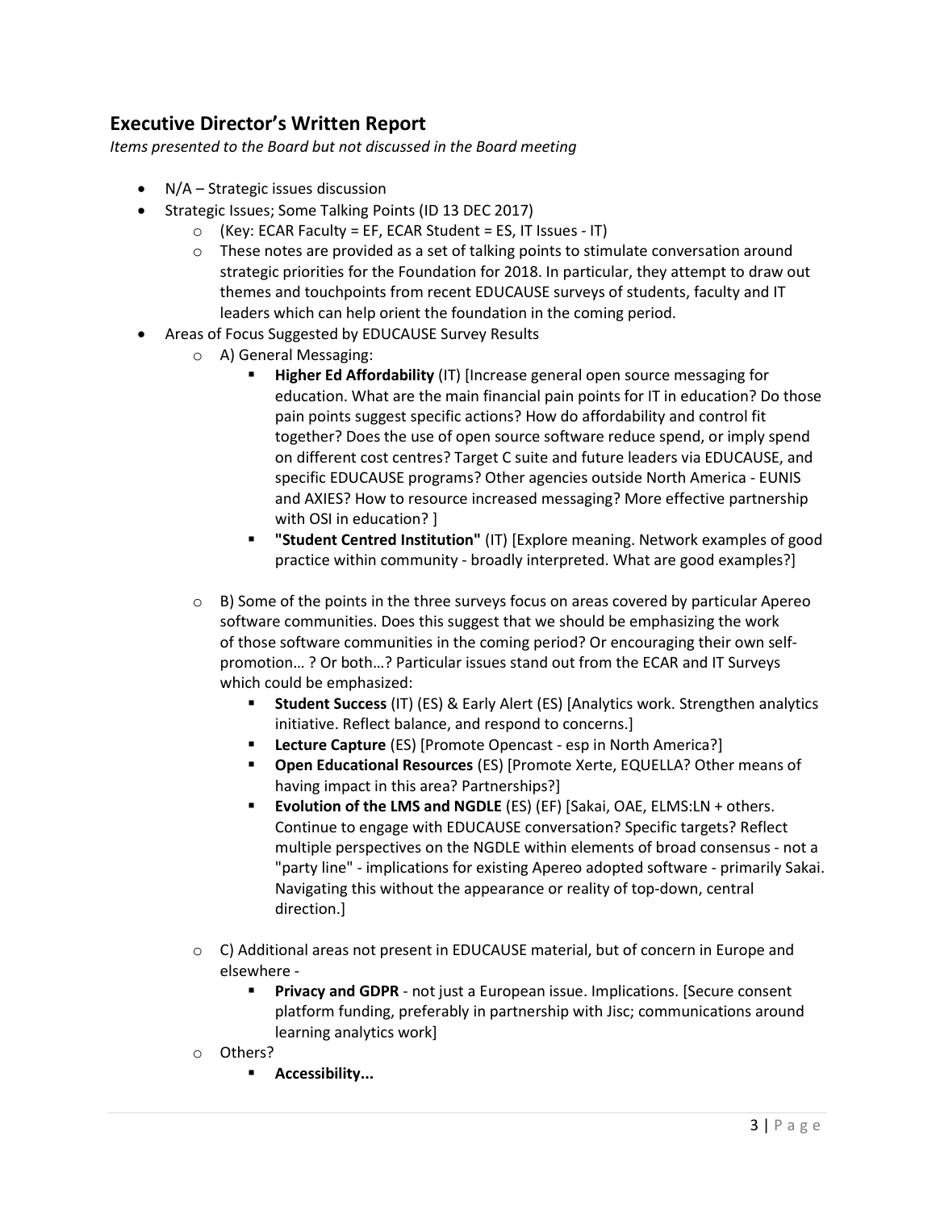## Executive Director's Written Report

*Items presented to the Board but not discussed in the Board meeting*

- N/A – Strategic issues discussion
- Strategic Issues; Some Talking Points (ID 13 DEC 2017)
  - (Key: ECAR Faculty = EF, ECAR Student = ES, IT Issues - IT)
  - These notes are provided as a set of talking points to stimulate conversation around strategic priorities for the Foundation for 2018. In particular, they attempt to draw out themes and touchpoints from recent EDUCAUSE surveys of students, faculty and IT leaders which can help orient the foundation in the coming period.
- Areas of Focus Suggested by EDUCAUSE Survey Results
  - A) General Messaging:
    - **Higher Ed Affordability** (IT) [Increase general open source messaging for education. What are the main financial pain points for IT in education? Do those pain points suggest specific actions? How do affordability and control fit together? Does the use of open source software reduce spend, or imply spend on different cost centres? Target C suite and future leaders via EDUCAUSE, and specific EDUCAUSE programs? Other agencies outside North America - EUNIS and AXIES? How to resource increased messaging? More effective partnership with OSI in education? ]
    - **"Student Centred Institution"** (IT) [Explore meaning. Network examples of good practice within community - broadly interpreted. What are good examples?]
  - B) Some of the points in the three surveys focus on areas covered by particular Apereo software communities. Does this suggest that we should be emphasizing the work of those software communities in the coming period? Or encouraging their own self-promotion… ? Or both…? Particular issues stand out from the ECAR and IT Surveys which could be emphasized:
    - **Student Success** (IT) (ES) & Early Alert (ES) [Analytics work. Strengthen analytics initiative. Reflect balance, and respond to concerns.]
    - **Lecture Capture** (ES) [Promote Opencast - esp in North America?]
    - **Open Educational Resources** (ES) [Promote Xerte, EQUELLA? Other means of having impact in this area? Partnerships?]
    - **Evolution of the LMS and NGDLE** (ES) (EF) [Sakai, OAE, ELMS:LN + others. Continue to engage with EDUCAUSE conversation? Specific targets? Reflect multiple perspectives on the NGDLE within elements of broad consensus - not a "party line" - implications for existing Apereo adopted software - primarily Sakai. Navigating this without the appearance or reality of top-down, central direction.]
  - C) Additional areas not present in EDUCAUSE material, but of concern in Europe and elsewhere -
    - **Privacy and GDPR** - not just a European issue. Implications. [Secure consent platform funding, preferably in partnership with Jisc; communications around learning analytics work]
  - Others?
    - **Accessibility...**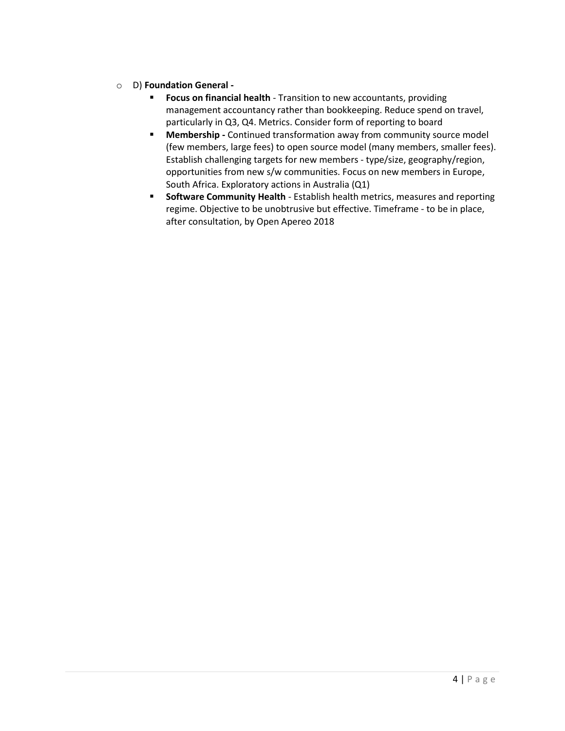- D) **Foundation General -**
  - **Focus on financial health** - Transition to new accountants, providing management accountancy rather than bookkeeping. Reduce spend on travel, particularly in Q3, Q4. Metrics. Consider form of reporting to board
  - **Membership -** Continued transformation away from community source model (few members, large fees) to open source model (many members, smaller fees). Establish challenging targets for new members - type/size, geography/region, opportunities from new s/w communities. Focus on new members in Europe, South Africa. Exploratory actions in Australia (Q1)
  - **Software Community Health** - Establish health metrics, measures and reporting regime. Objective to be unobtrusive but effective. Timeframe - to be in place, after consultation, by Open Apereo 2018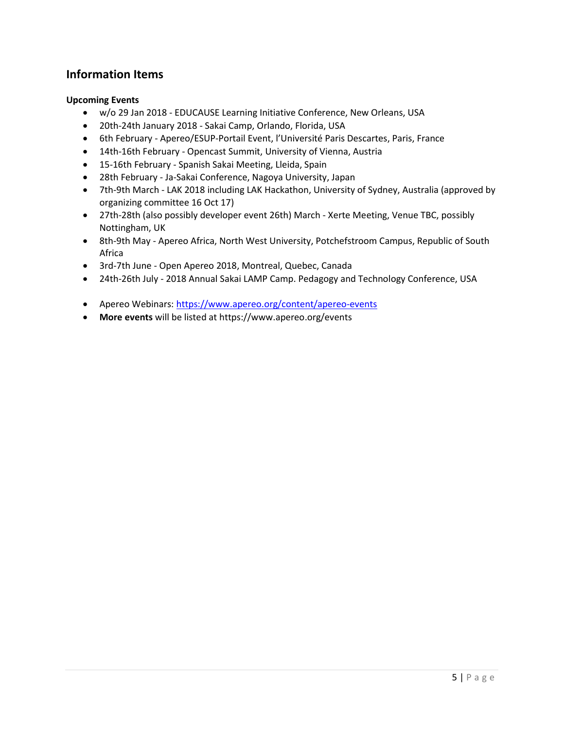## Information Items

**Upcoming Events**

- w/o 29 Jan 2018 - EDUCAUSE Learning Initiative Conference, New Orleans, USA
- 20th-24th January 2018 - Sakai Camp, Orlando, Florida, USA
- 6th February - Apereo/ESUP-Portail Event, l'Université Paris Descartes, Paris, France
- 14th-16th February - Opencast Summit, University of Vienna, Austria
- 15-16th February - Spanish Sakai Meeting, Lleida, Spain
- 28th February - Ja-Sakai Conference, Nagoya University, Japan
- 7th-9th March - LAK 2018 including LAK Hackathon, University of Sydney, Australia (approved by organizing committee 16 Oct 17)
- 27th-28th (also possibly developer event 26th) March - Xerte Meeting, Venue TBC, possibly Nottingham, UK
- 8th-9th May - Apereo Africa, North West University, Potchefstroom Campus, Republic of South Africa
- 3rd-7th June - Open Apereo 2018, Montreal, Quebec, Canada
- 24th-26th July - 2018 Annual Sakai LAMP Camp. Pedagogy and Technology Conference, USA

- Apereo Webinars: https://www.apereo.org/content/apereo-events
- **More events** will be listed at https://www.apereo.org/events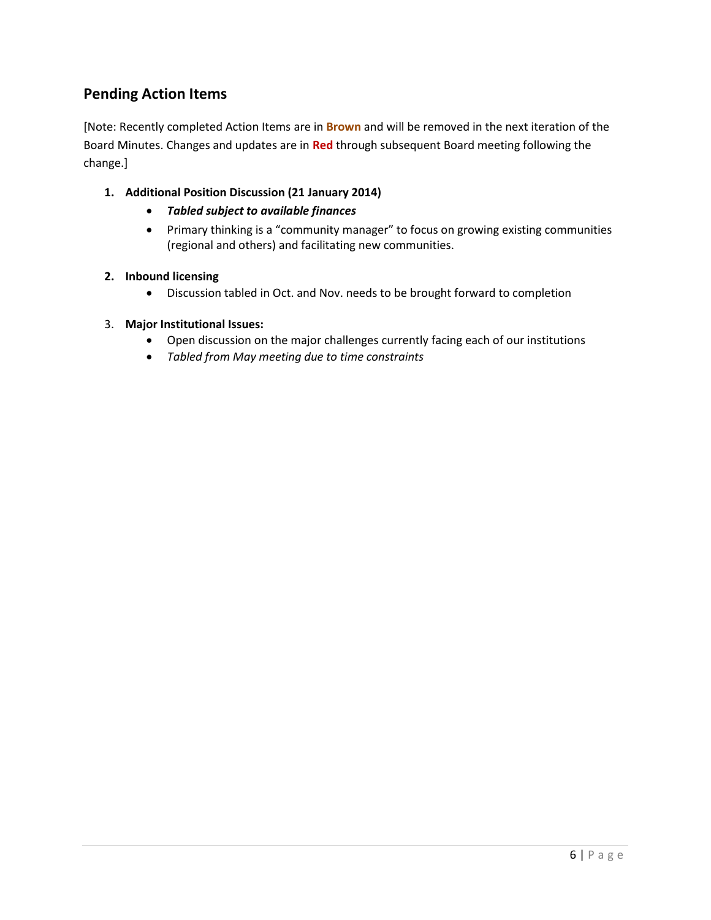## Pending Action Items

[Note: Recently completed Action Items are in **Brown** and will be removed in the next iteration of the Board Minutes. Changes and updates are in **Red** through subsequent Board meeting following the change.]

1. **Additional Position Discussion (21 January 2014)**
   - ***Tabled subject to available finances***
   - Primary thinking is a "community manager" to focus on growing existing communities (regional and others) and facilitating new communities.

2. **Inbound licensing**
   - Discussion tabled in Oct. and Nov. needs to be brought forward to completion

3. **Major Institutional Issues:**
   - Open discussion on the major challenges currently facing each of our institutions
   - *Tabled from May meeting due to time constraints*